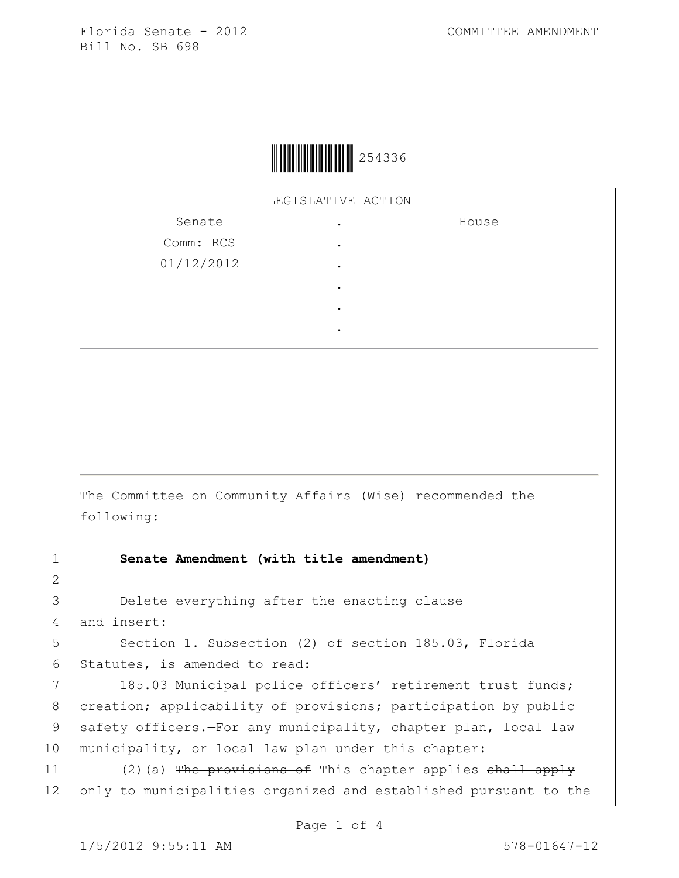Florida Senate - 2012 COMMITTEE AMENDMENT
Bill No. SB 698

254336

LEGISLATIVE ACTION

| Senate | . | House |
|---|---|---|
| Comm: RCS | . | |
| 01/12/2012 | . | |
| | . | |
| | . | |
| | . | |

---

The Committee on Community Affairs (Wise) recommended the following:

1 **Senate Amendment (with title amendment)**

2

3 Delete everything after the enacting clause
4 and insert:
5 Section 1. Subsection (2) of section 185.03, Florida
6 Statutes, is amended to read:
7 185.03 Municipal police officers' retirement trust funds;
8 creation; applicability of provisions; participation by public
9 safety officers.—For any municipality, chapter plan, local law
10 municipality, or local law plan under this chapter:
11 (2)<u>(a)</u> ~~The provisions of~~ This chapter <u>applies</u> ~~shall apply~~
12 only to municipalities organized and established pursuant to the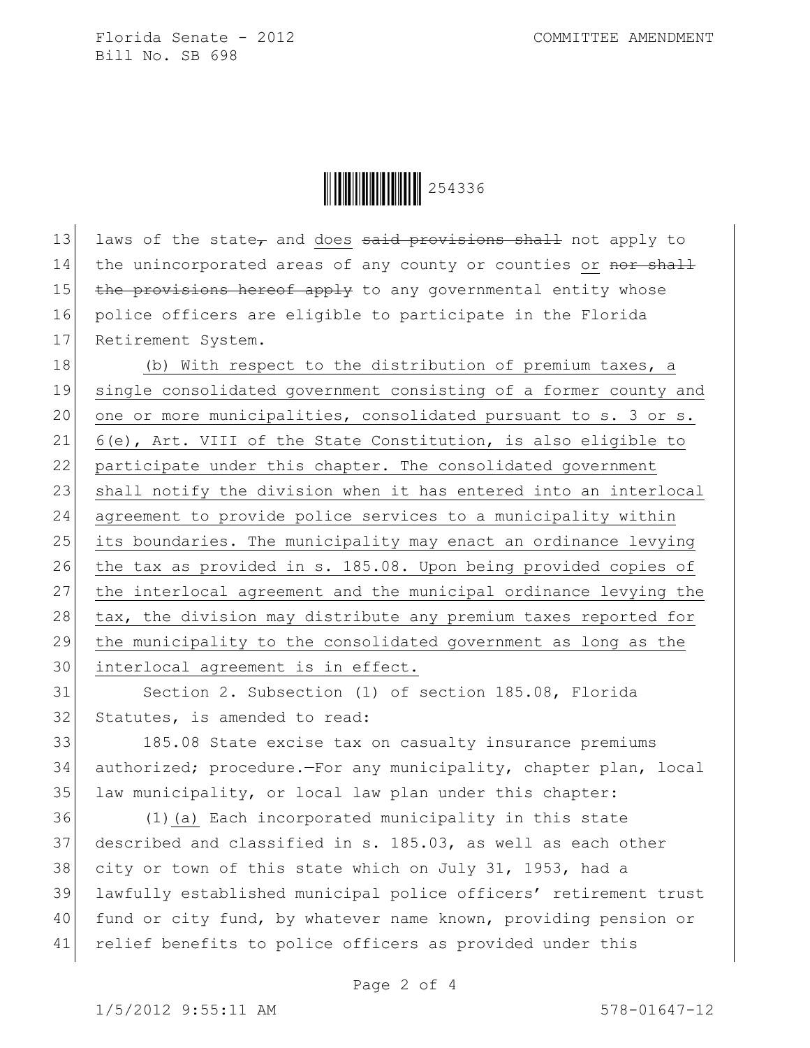laws of the state, and does ~~said provisions shall~~ not apply to the unincorporated areas of any county or counties or ~~nor shall the provisions hereof apply~~ to any governmental entity whose police officers are eligible to participate in the Florida Retirement System.

(b) With respect to the distribution of premium taxes, a single consolidated government consisting of a former county and one or more municipalities, consolidated pursuant to s. 3 or s. 6(e), Art. VIII of the State Constitution, is also eligible to participate under this chapter. The consolidated government shall notify the division when it has entered into an interlocal agreement to provide police services to a municipality within its boundaries. The municipality may enact an ordinance levying the tax as provided in s. 185.08. Upon being provided copies of the interlocal agreement and the municipal ordinance levying the tax, the division may distribute any premium taxes reported for the municipality to the consolidated government as long as the interlocal agreement is in effect.

Section 2. Subsection (1) of section 185.08, Florida Statutes, is amended to read:

185.08 State excise tax on casualty insurance premiums authorized; procedure.—For any municipality, chapter plan, local law municipality, or local law plan under this chapter:

(1)(a) Each incorporated municipality in this state described and classified in s. 185.03, as well as each other city or town of this state which on July 31, 1953, had a lawfully established municipal police officers' retirement trust fund or city fund, by whatever name known, providing pension or relief benefits to police officers as provided under this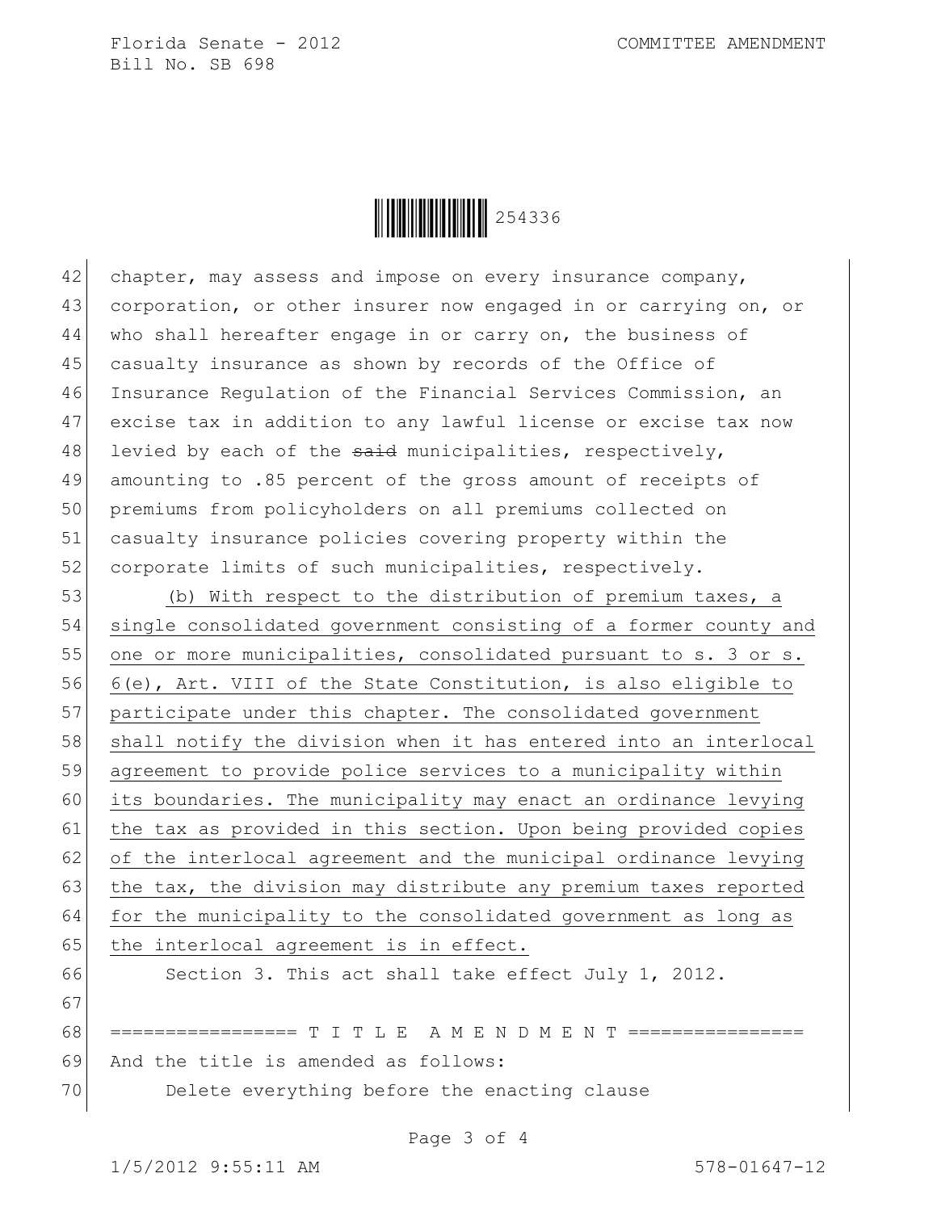chapter, may assess and impose on every insurance company, corporation, or other insurer now engaged in or carrying on, or who shall hereafter engage in or carry on, the business of casualty insurance as shown by records of the Office of Insurance Regulation of the Financial Services Commission, an excise tax in addition to any lawful license or excise tax now levied by each of the ~~said~~ municipalities, respectively, amounting to .85 percent of the gross amount of receipts of premiums from policyholders on all premiums collected on casualty insurance policies covering property within the corporate limits of such municipalities, respectively.

<u>(b) With respect to the distribution of premium taxes, a single consolidated government consisting of a former county and one or more municipalities, consolidated pursuant to s. 3 or s. 6(e), Art. VIII of the State Constitution, is also eligible to participate under this chapter. The consolidated government shall notify the division when it has entered into an interlocal agreement to provide police services to a municipality within its boundaries. The municipality may enact an ordinance levying the tax as provided in this section. Upon being provided copies of the interlocal agreement and the municipal ordinance levying the tax, the division may distribute any premium taxes reported for the municipality to the consolidated government as long as the interlocal agreement is in effect.</u>

Section 3. This act shall take effect July 1, 2012.

================= T I T L E A M E N D M E N T ================

And the title is amended as follows:

Delete everything before the enacting clause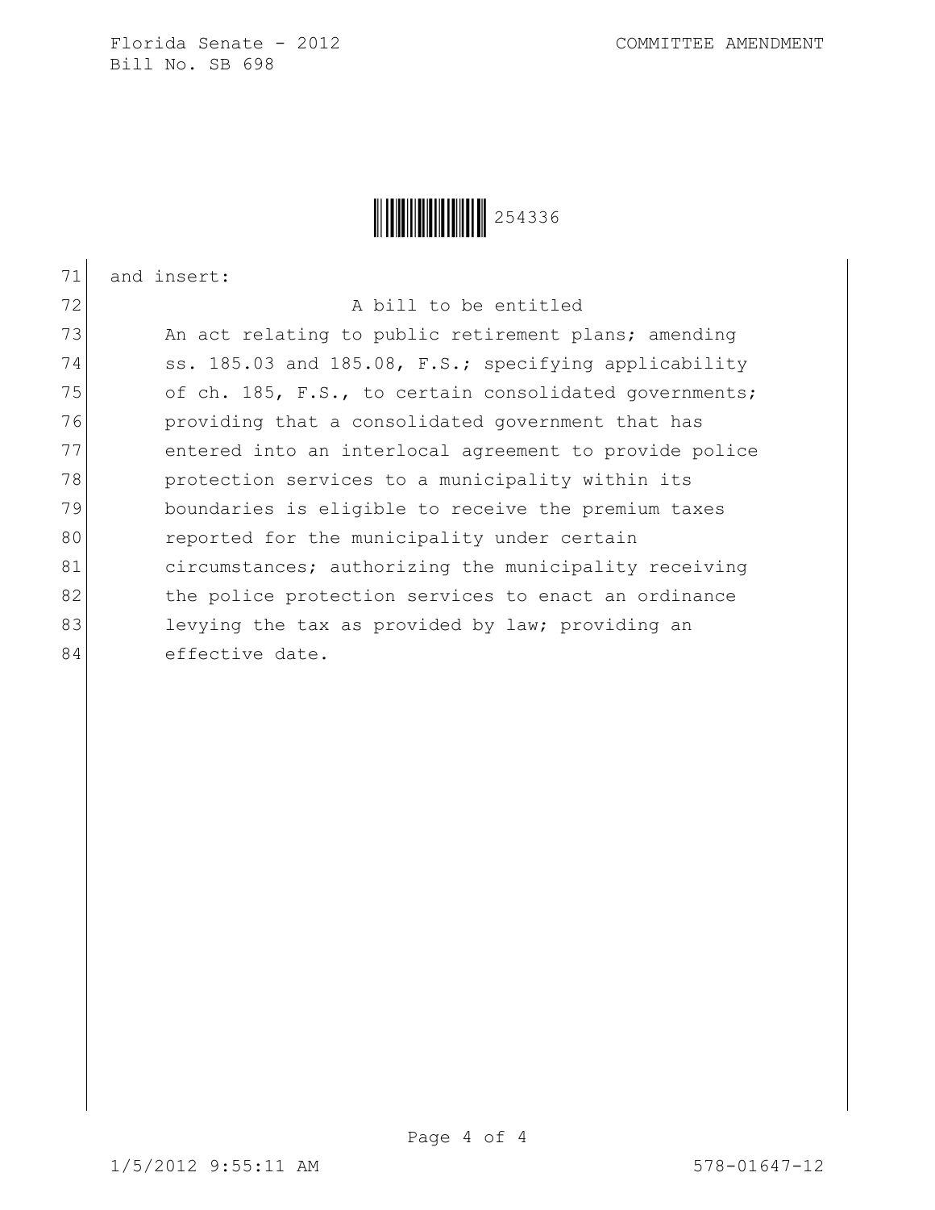and insert:

A bill to be entitled

An act relating to public retirement plans; amending ss. 185.03 and 185.08, F.S.; specifying applicability of ch. 185, F.S., to certain consolidated governments; providing that a consolidated government that has entered into an interlocal agreement to provide police protection services to a municipality within its boundaries is eligible to receive the premium taxes reported for the municipality under certain circumstances; authorizing the municipality receiving the police protection services to enact an ordinance levying the tax as provided by law; providing an effective date.